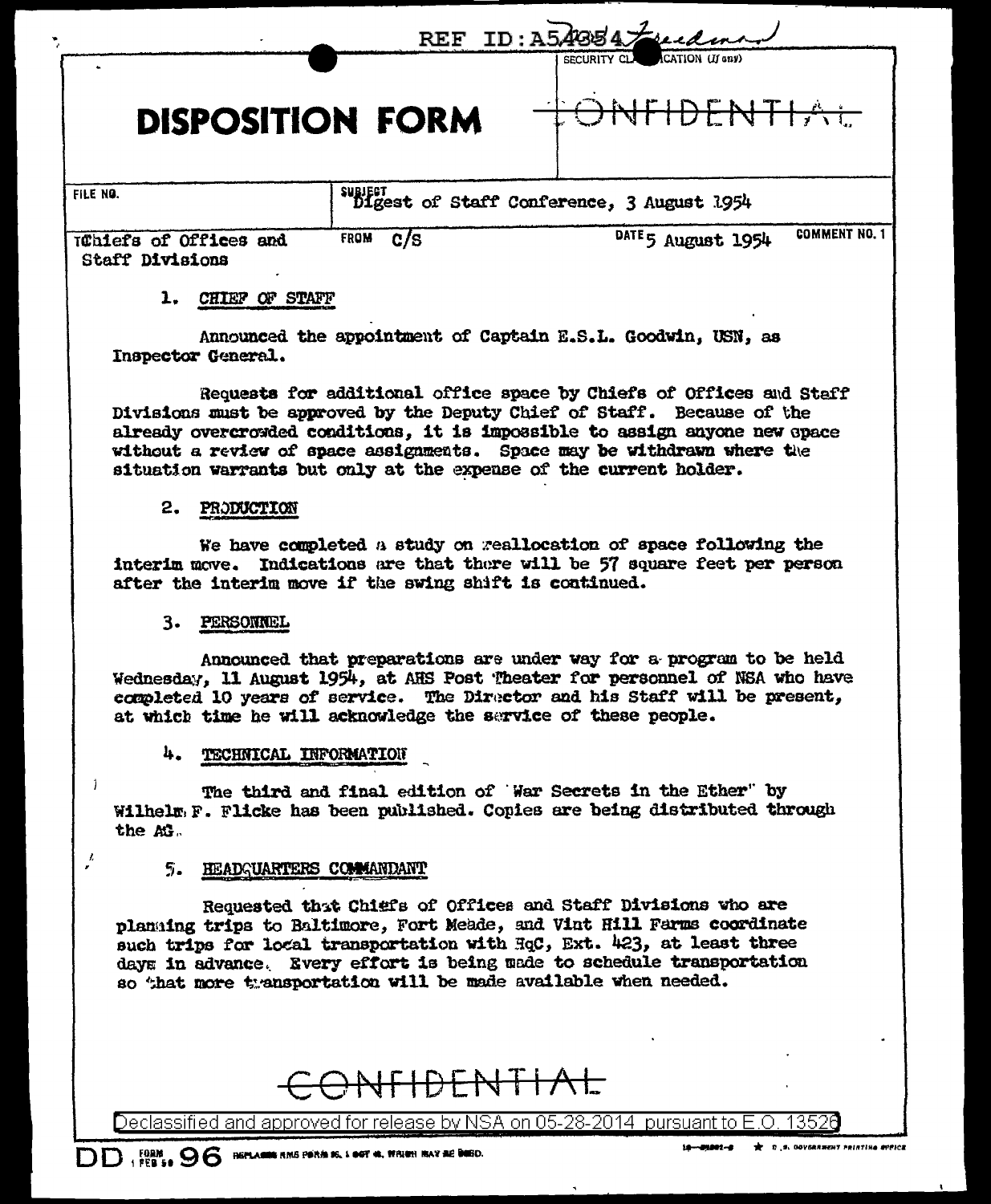REF ID:A543547

SECURITY CLASSIFICATION (If any)

# DISPOSITION FORM

~~CONFIDENTIAL~~

| FILE NO. | SUBJECT Digest of Staff Conference, 3 August 1954 | | |
|---|---|---|---|
| TO Chiefs of Offices and Staff Divisions | FROM C/S | DATE 5 August 1954 | COMMENT NO. 1 |

1. CHIEF OF STAFF

Announced the appointment of Captain E.S.L. Goodwin, USN, as Inspector General.

Requests for additional office space by Chiefs of Offices and Staff Divisions must be approved by the Deputy Chief of Staff. Because of the already overcrowded conditions, it is impossible to assign anyone new space without a review of space assignments. Space may be withdrawn where the situation warrants but only at the expense of the current holder.

2. PRODUCTION

We have completed a study on reallocation of space following the interim move. Indications are that there will be 57 square feet per person after the interim move if the swing shift is continued.

3. PERSONNEL

Announced that preparations are under way for a program to be held Wednesday, 11 August 1954, at AHS Post Theater for personnel of NSA who have completed 10 years of service. The Director and his Staff will be present, at which time he will acknowledge the service of these people.

4. TECHNICAL INFORMATION

The third and final edition of "War Secrets in the Ether" by Wilhelm F. Flicke has been published. Copies are being distributed through the AG.

5. HEADQUARTERS COMMANDANT

Requested that Chiefs of Offices and Staff Divisions who are planning trips to Baltimore, Fort Meade, and Vint Hill Farms coordinate such trips for local transportation with HqC, Ext. 423, at least three days in advance. Every effort is being made to schedule transportation so that more transportation will be made available when needed.

~~CONFIDENTIAL~~

Declassified and approved for release by NSA on 05-28-2014 pursuant to E.O. 13526

DD FORM 1 FEB 50 96 REPLACES NME FORM 96, 1 OCT 48, WHICH MAY BE USED.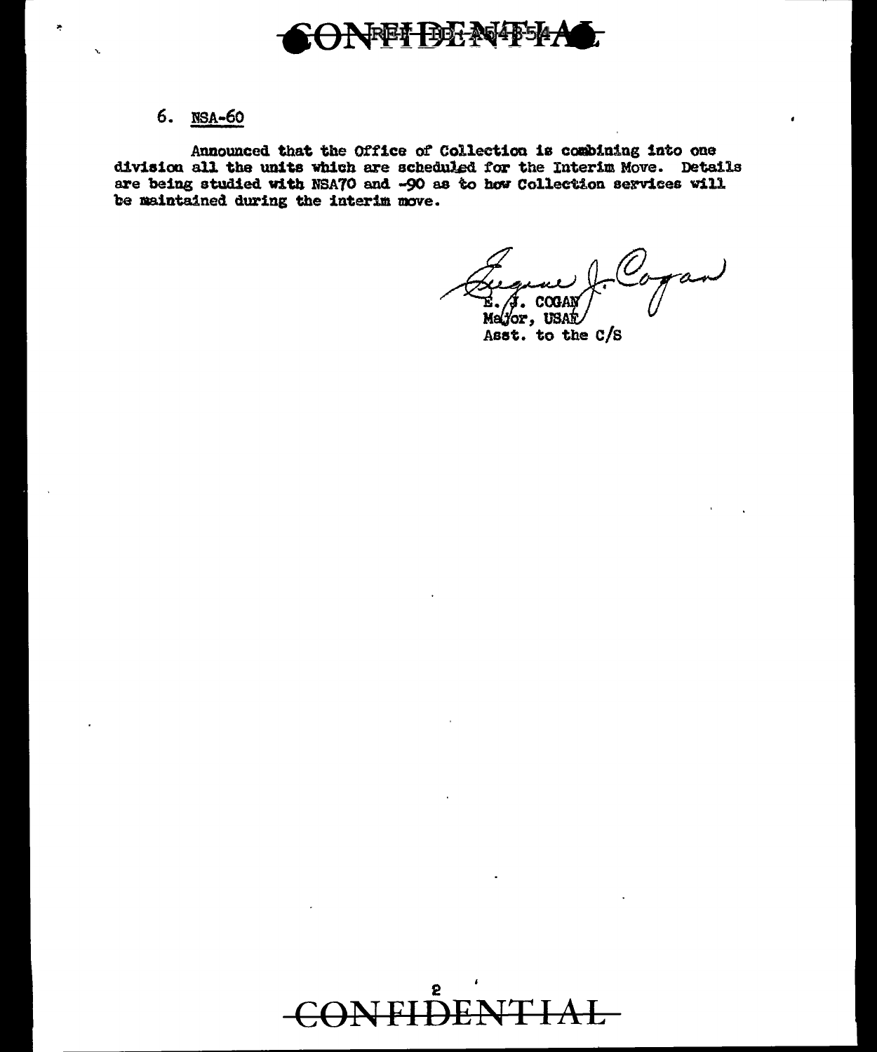CONFIDENTIAL

6. NSA-60

Announced that the Office of Collection is combining into one division all the units which are scheduled for the Interim Move. Details are being studied with NSA70 and -90 as to how Collection services will be maintained during the interim move.

E. J. COGAN
Major, USAF
Asst. to the C/S

CONFIDENTIAL